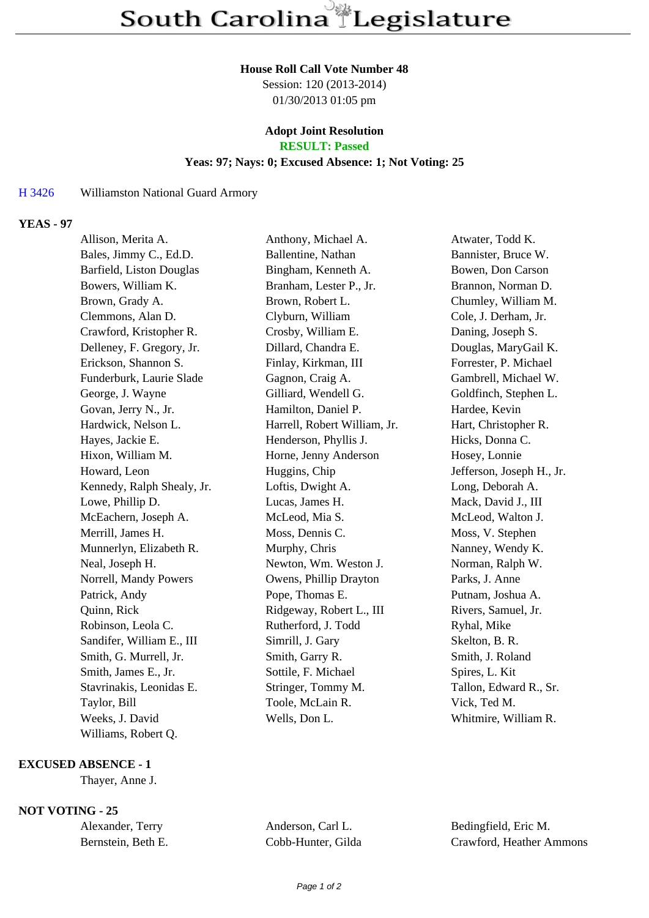# South Carolina Legislature

**House Roll Call Vote Number 48**

Session: 120 (2013-2014)

01/30/2013 01:05 pm

**Adopt Joint Resolution**

**RESULT: Passed**

**Yeas: 97; Nays: 0; Excused Absence: 1; Not Voting: 25**

H 3426 Williamston National Guard Armory

## YEAS - 97

Allison, Merita A.
Anthony, Michael A.
Atwater, Todd K.
Bales, Jimmy C., Ed.D.
Ballentine, Nathan
Bannister, Bruce W.
Barfield, Liston Douglas
Bingham, Kenneth A.
Bowen, Don Carson
Bowers, William K.
Branham, Lester P., Jr.
Brannon, Norman D.
Brown, Grady A.
Brown, Robert L.
Chumley, William M.
Clemmons, Alan D.
Clyburn, William
Cole, J. Derham, Jr.
Crawford, Kristopher R.
Crosby, William E.
Daning, Joseph S.
Delleney, F. Gregory, Jr.
Dillard, Chandra E.
Douglas, MaryGail K.
Erickson, Shannon S.
Finlay, Kirkman, III
Forrester, P. Michael
Funderburk, Laurie Slade
Gagnon, Craig A.
Gambrell, Michael W.
George, J. Wayne
Gilliard, Wendell G.
Goldfinch, Stephen L.
Govan, Jerry N., Jr.
Hamilton, Daniel P.
Hardee, Kevin
Hardwick, Nelson L.
Harrell, Robert William, Jr.
Hart, Christopher R.
Hayes, Jackie E.
Henderson, Phyllis J.
Hicks, Donna C.
Hixon, William M.
Horne, Jenny Anderson
Hosey, Lonnie
Howard, Leon
Huggins, Chip
Jefferson, Joseph H., Jr.
Kennedy, Ralph Shealy, Jr.
Loftis, Dwight A.
Long, Deborah A.
Lowe, Phillip D.
Lucas, James H.
Mack, David J., III
McEachern, Joseph A.
McLeod, Mia S.
McLeod, Walton J.
Merrill, James H.
Moss, Dennis C.
Moss, V. Stephen
Munnerlyn, Elizabeth R.
Murphy, Chris
Nanney, Wendy K.
Neal, Joseph H.
Newton, Wm. Weston J.
Norman, Ralph W.
Norrell, Mandy Powers
Owens, Phillip Drayton
Parks, J. Anne
Patrick, Andy
Pope, Thomas E.
Putnam, Joshua A.
Quinn, Rick
Ridgeway, Robert L., III
Rivers, Samuel, Jr.
Robinson, Leola C.
Rutherford, J. Todd
Ryhal, Mike
Sandifer, William E., III
Simrill, J. Gary
Skelton, B. R.
Smith, G. Murrell, Jr.
Smith, Garry R.
Smith, J. Roland
Smith, James E., Jr.
Sottile, F. Michael
Spires, L. Kit
Stavrinakis, Leonidas E.
Stringer, Tommy M.
Tallon, Edward R., Sr.
Taylor, Bill
Toole, McLain R.
Vick, Ted M.
Weeks, J. David
Wells, Don L.
Whitmire, William R.
Williams, Robert Q.

## EXCUSED ABSENCE - 1

Thayer, Anne J.

## NOT VOTING - 25

Alexander, Terry
Anderson, Carl L.
Bedingfield, Eric M.
Bernstein, Beth E.
Cobb-Hunter, Gilda
Crawford, Heather Ammons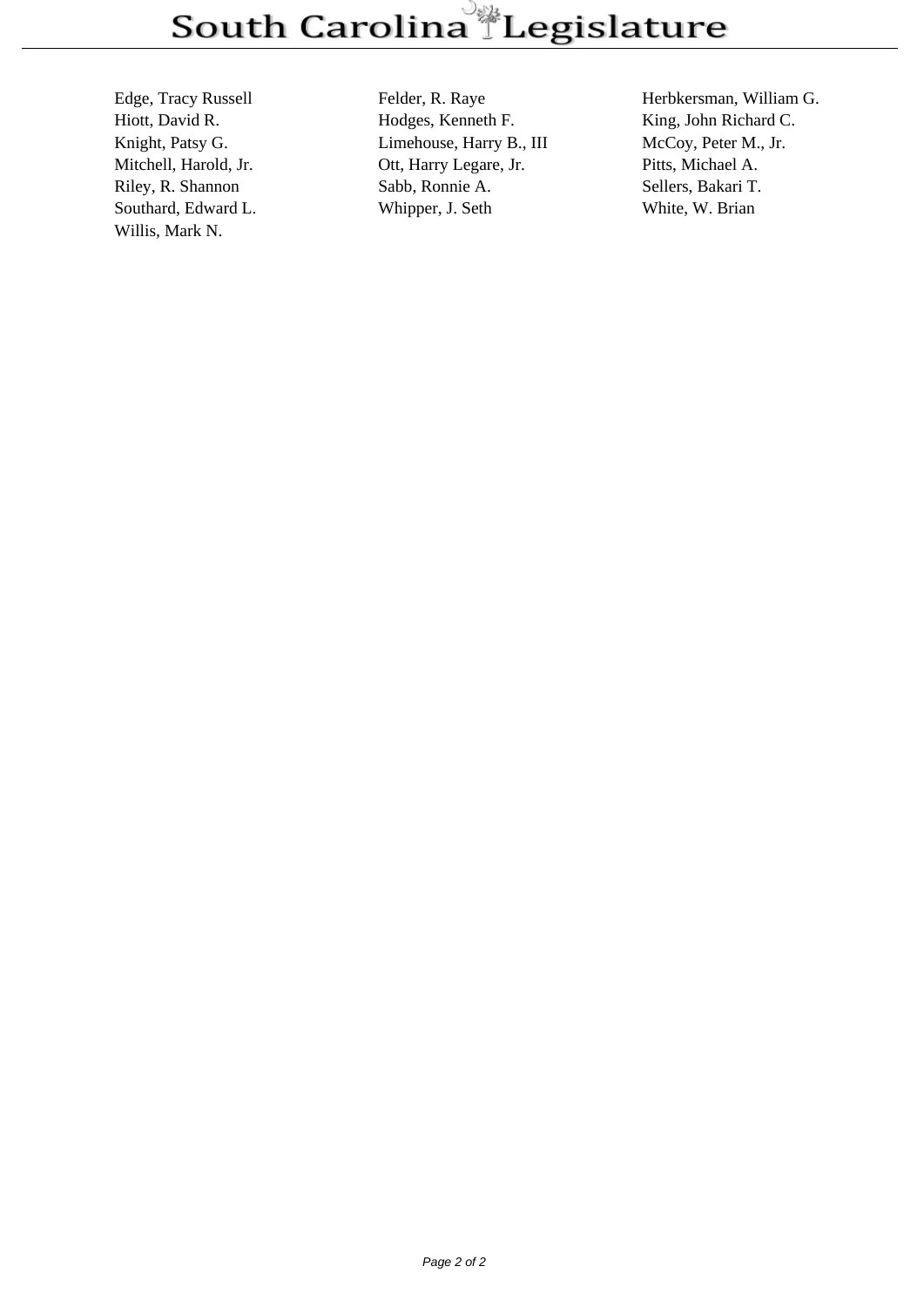Edge, Tracy Russell
Felder, R. Raye
Herbkersman, William G.
Hiott, David R.
Hodges, Kenneth F.
King, John Richard C.
Knight, Patsy G.
Limehouse, Harry B., III
McCoy, Peter M., Jr.
Mitchell, Harold, Jr.
Ott, Harry Legare, Jr.
Pitts, Michael A.
Riley, R. Shannon
Sabb, Ronnie A.
Sellers, Bakari T.
Southard, Edward L.
Whipper, J. Seth
White, W. Brian
Willis, Mark N.